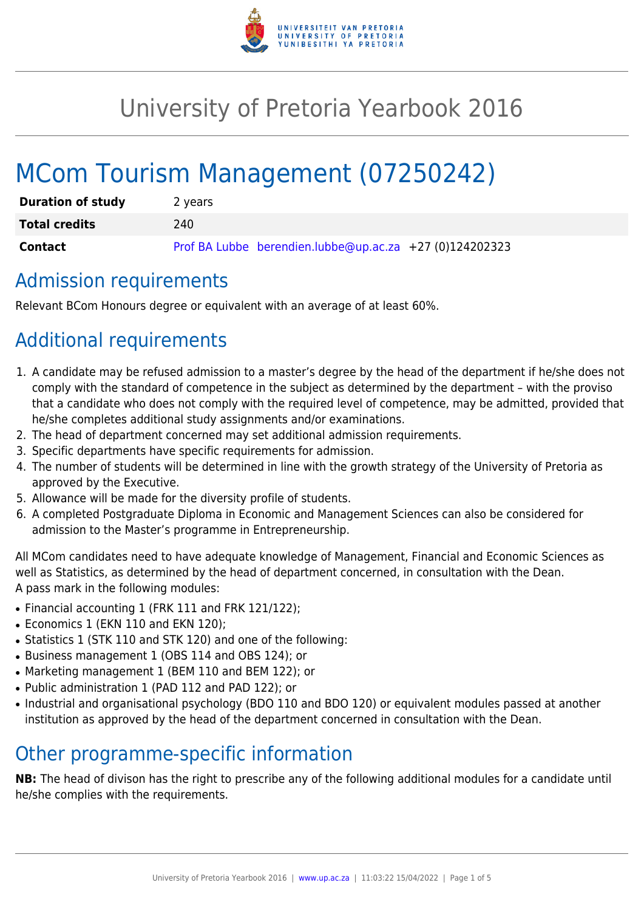# University of Pretoria Yearbook 2016

# MCom Tourism Management (07250242)

| | |
|---|---|
| **Duration of study** | 2 years |
| **Total credits** | 240 |
| **Contact** | Prof BA Lubbe berendien.lubbe@up.ac.za +27 (0)124202323 |

## Admission requirements

Relevant BCom Honours degree or equivalent with an average of at least 60%.

## Additional requirements

1. A candidate may be refused admission to a master's degree by the head of the department if he/she does not comply with the standard of competence in the subject as determined by the department – with the proviso that a candidate who does not comply with the required level of competence, may be admitted, provided that he/she completes additional study assignments and/or examinations.
2. The head of department concerned may set additional admission requirements.
3. Specific departments have specific requirements for admission.
4. The number of students will be determined in line with the growth strategy of the University of Pretoria as approved by the Executive.
5. Allowance will be made for the diversity profile of students.
6. A completed Postgraduate Diploma in Economic and Management Sciences can also be considered for admission to the Master's programme in Entrepreneurship.

All MCom candidates need to have adequate knowledge of Management, Financial and Economic Sciences as well as Statistics, as determined by the head of department concerned, in consultation with the Dean.
A pass mark in the following modules:

- Financial accounting 1 (FRK 111 and FRK 121/122);
- Economics 1 (EKN 110 and EKN 120);
- Statistics 1 (STK 110 and STK 120) and one of the following:
- Business management 1 (OBS 114 and OBS 124); or
- Marketing management 1 (BEM 110 and BEM 122); or
- Public administration 1 (PAD 112 and PAD 122); or
- Industrial and organisational psychology (BDO 110 and BDO 120) or equivalent modules passed at another institution as approved by the head of the department concerned in consultation with the Dean.

## Other programme-specific information

**NB:** The head of divison has the right to prescribe any of the following additional modules for a candidate until he/she complies with the requirements.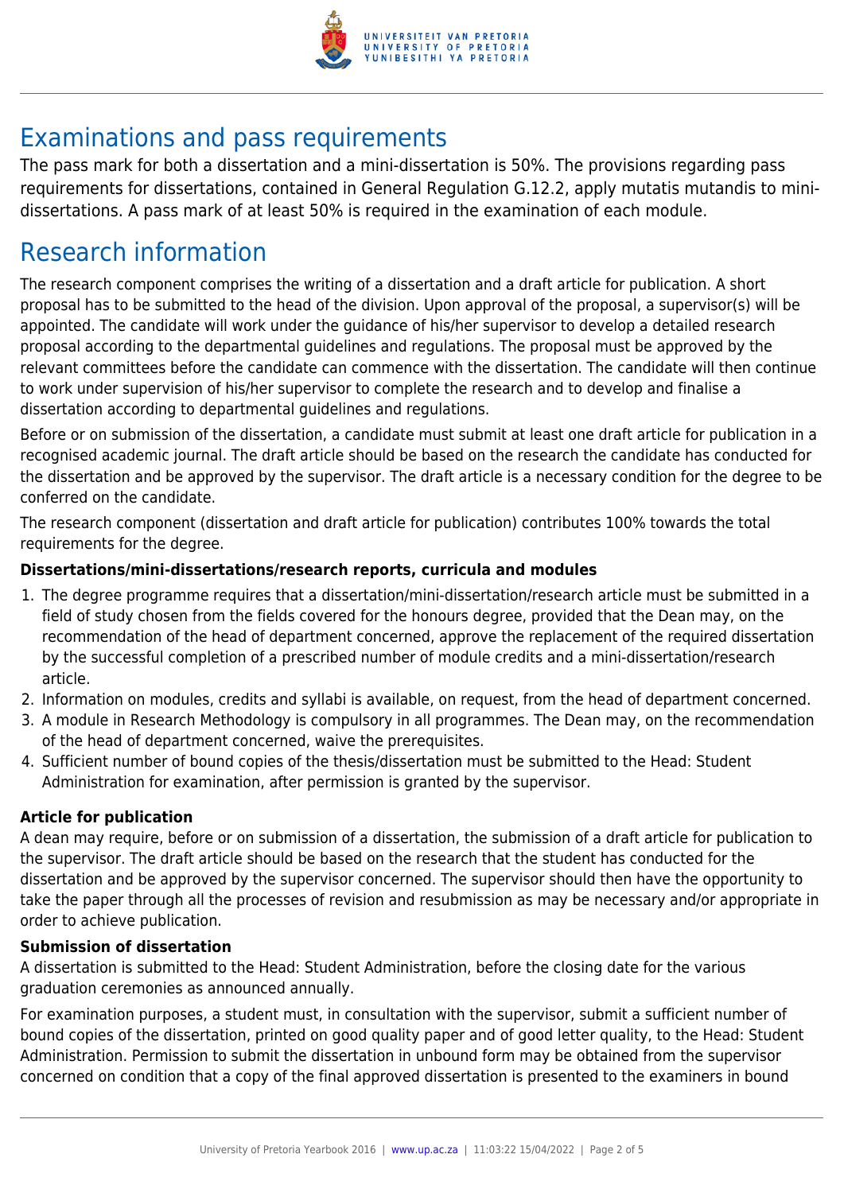# Examinations and pass requirements

The pass mark for both a dissertation and a mini-dissertation is 50%. The provisions regarding pass requirements for dissertations, contained in General Regulation G.12.2, apply mutatis mutandis to mini-dissertations. A pass mark of at least 50% is required in the examination of each module.

# Research information

The research component comprises the writing of a dissertation and a draft article for publication. A short proposal has to be submitted to the head of the division. Upon approval of the proposal, a supervisor(s) will be appointed. The candidate will work under the guidance of his/her supervisor to develop a detailed research proposal according to the departmental guidelines and regulations. The proposal must be approved by the relevant committees before the candidate can commence with the dissertation. The candidate will then continue to work under supervision of his/her supervisor to complete the research and to develop and finalise a dissertation according to departmental guidelines and regulations.

Before or on submission of the dissertation, a candidate must submit at least one draft article for publication in a recognised academic journal. The draft article should be based on the research the candidate has conducted for the dissertation and be approved by the supervisor. The draft article is a necessary condition for the degree to be conferred on the candidate.

The research component (dissertation and draft article for publication) contributes 100% towards the total requirements for the degree.

**Dissertations/mini-dissertations/research reports, curricula and modules**

1. The degree programme requires that a dissertation/mini-dissertation/research article must be submitted in a field of study chosen from the fields covered for the honours degree, provided that the Dean may, on the recommendation of the head of department concerned, approve the replacement of the required dissertation by the successful completion of a prescribed number of module credits and a mini-dissertation/research article.
2. Information on modules, credits and syllabi is available, on request, from the head of department concerned.
3. A module in Research Methodology is compulsory in all programmes. The Dean may, on the recommendation of the head of department concerned, waive the prerequisites.
4. Sufficient number of bound copies of the thesis/dissertation must be submitted to the Head: Student Administration for examination, after permission is granted by the supervisor.

**Article for publication**

A dean may require, before or on submission of a dissertation, the submission of a draft article for publication to the supervisor. The draft article should be based on the research that the student has conducted for the dissertation and be approved by the supervisor concerned. The supervisor should then have the opportunity to take the paper through all the processes of revision and resubmission as may be necessary and/or appropriate in order to achieve publication.

**Submission of dissertation**

A dissertation is submitted to the Head: Student Administration, before the closing date for the various graduation ceremonies as announced annually.

For examination purposes, a student must, in consultation with the supervisor, submit a sufficient number of bound copies of the dissertation, printed on good quality paper and of good letter quality, to the Head: Student Administration. Permission to submit the dissertation in unbound form may be obtained from the supervisor concerned on condition that a copy of the final approved dissertation is presented to the examiners in bound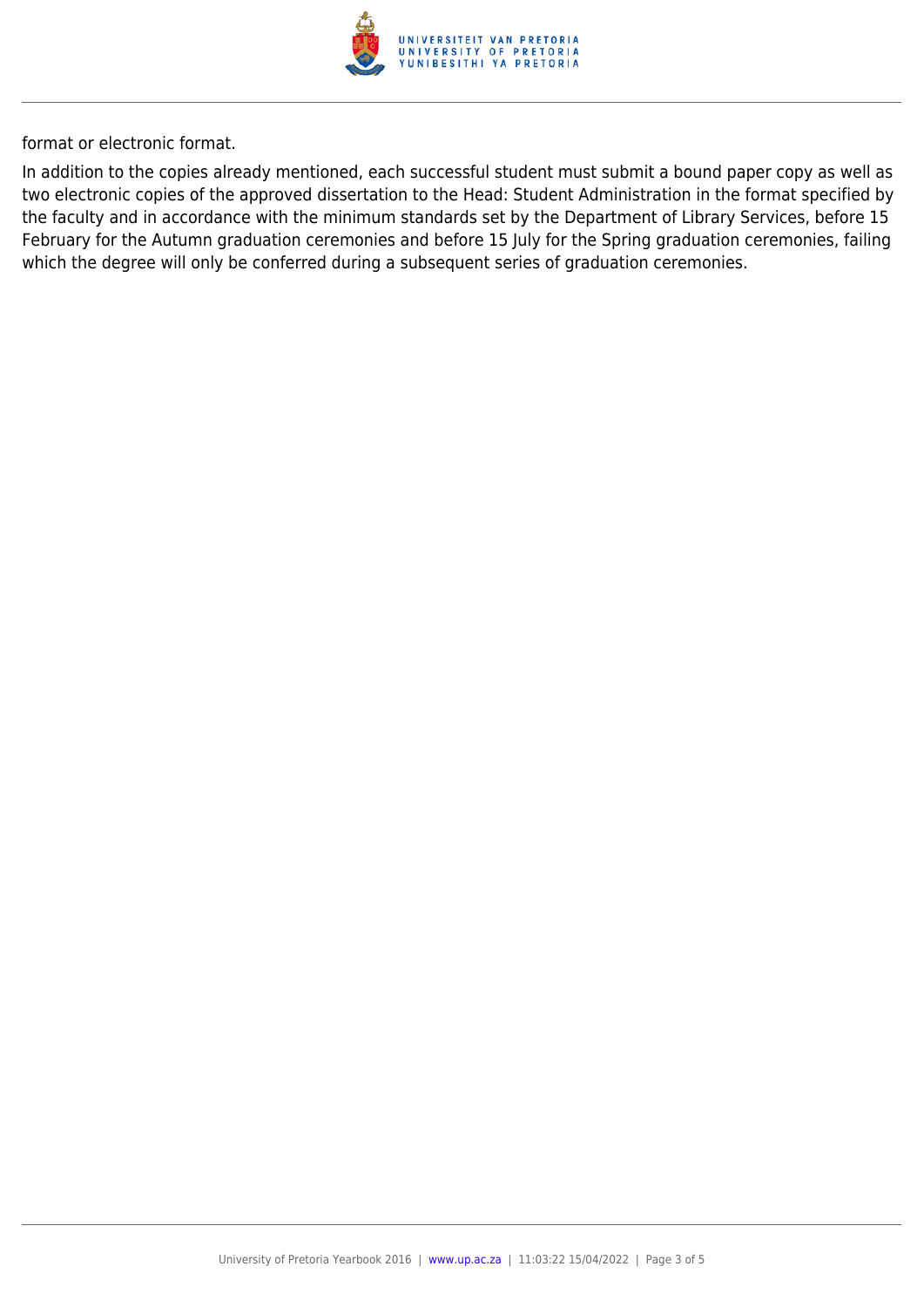format or electronic format.

In addition to the copies already mentioned, each successful student must submit a bound paper copy as well as two electronic copies of the approved dissertation to the Head: Student Administration in the format specified by the faculty and in accordance with the minimum standards set by the Department of Library Services, before 15 February for the Autumn graduation ceremonies and before 15 July for the Spring graduation ceremonies, failing which the degree will only be conferred during a subsequent series of graduation ceremonies.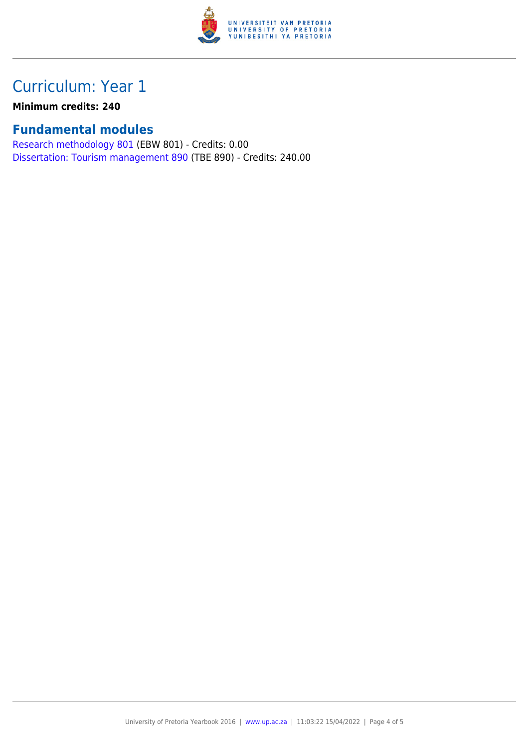# Curriculum: Year 1

**Minimum credits: 240**

## Fundamental modules

Research methodology 801 (EBW 801) - Credits: 0.00
Dissertation: Tourism management 890 (TBE 890) - Credits: 240.00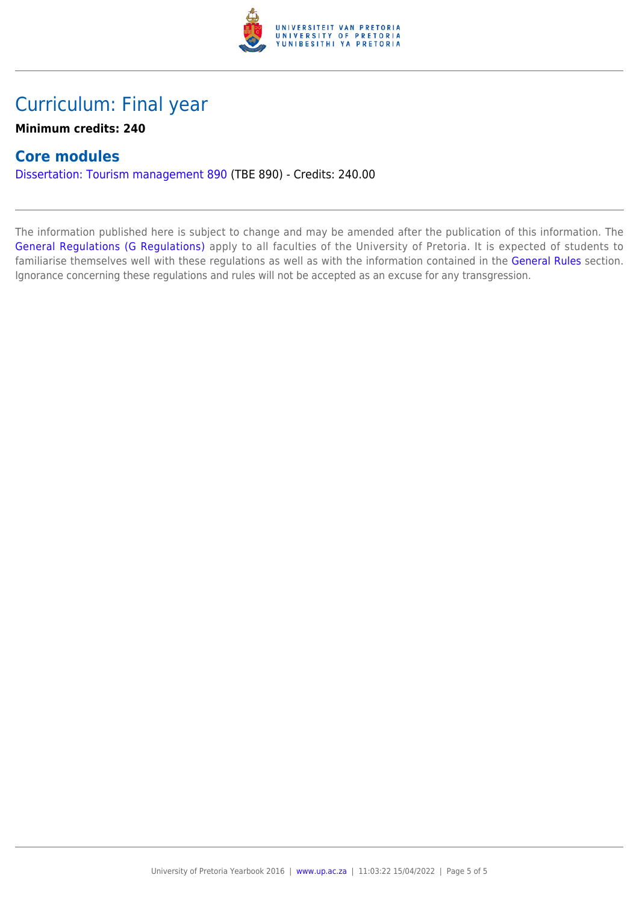## Curriculum: Final year

**Minimum credits: 240**

### Core modules

Dissertation: Tourism management 890 (TBE 890) - Credits: 240.00

The information published here is subject to change and may be amended after the publication of this information. The General Regulations (G Regulations) apply to all faculties of the University of Pretoria. It is expected of students to familiarise themselves well with these regulations as well as with the information contained in the General Rules section. Ignorance concerning these regulations and rules will not be accepted as an excuse for any transgression.